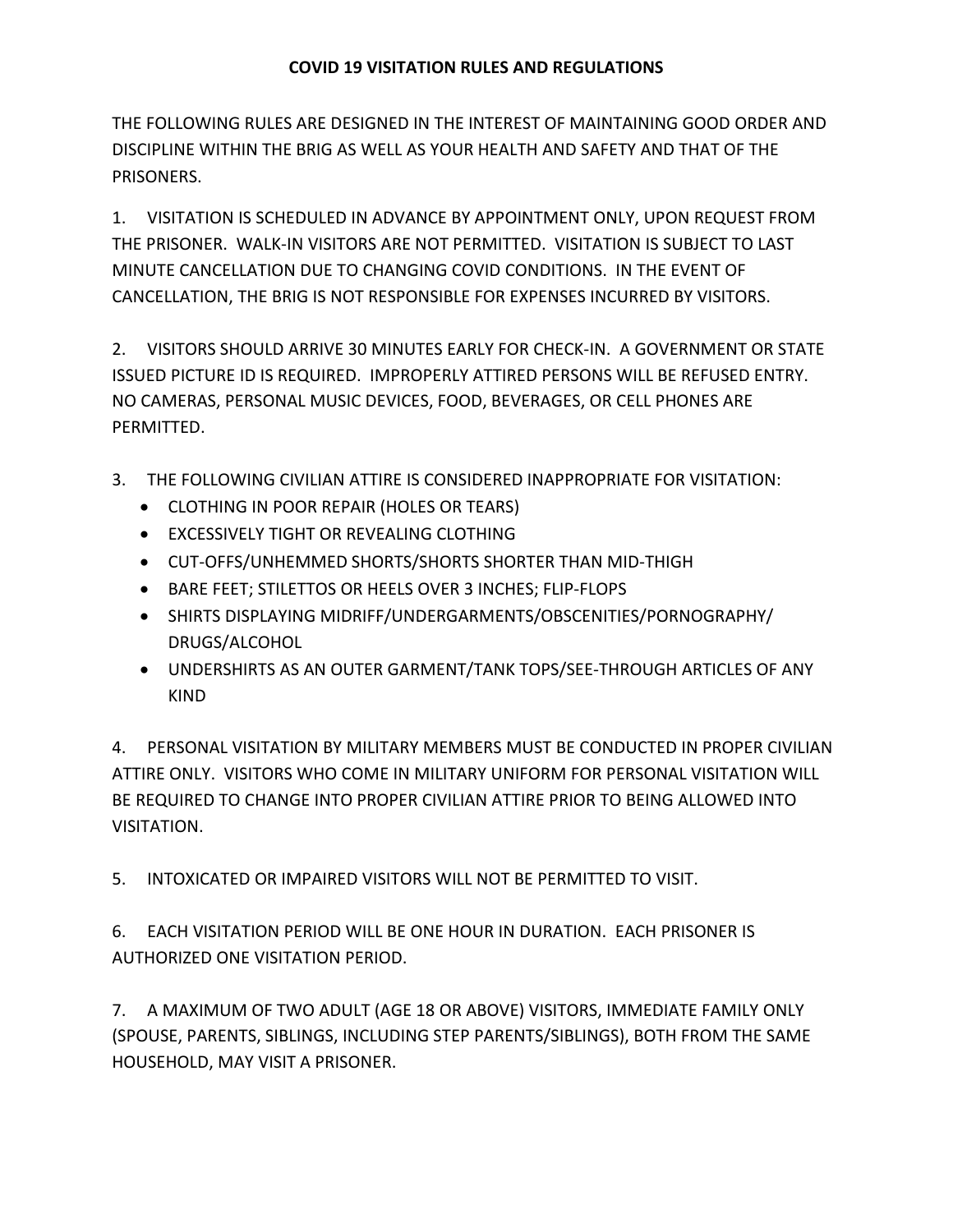# COVID 19 VISITATION RULES AND REGULATIONS

THE FOLLOWING RULES ARE DESIGNED IN THE INTEREST OF MAINTAINING GOOD ORDER AND DISCIPLINE WITHIN THE BRIG AS WELL AS YOUR HEALTH AND SAFETY AND THAT OF THE PRISONERS.

1. VISITATION IS SCHEDULED IN ADVANCE BY APPOINTMENT ONLY, UPON REQUEST FROM THE PRISONER. WALK-IN VISITORS ARE NOT PERMITTED. VISITATION IS SUBJECT TO LAST MINUTE CANCELLATION DUE TO CHANGING COVID CONDITIONS. IN THE EVENT OF CANCELLATION, THE BRIG IS NOT RESPONSIBLE FOR EXPENSES INCURRED BY VISITORS.

2. VISITORS SHOULD ARRIVE 30 MINUTES EARLY FOR CHECK-IN. A GOVERNMENT OR STATE ISSUED PICTURE ID IS REQUIRED. IMPROPERLY ATTIRED PERSONS WILL BE REFUSED ENTRY. NO CAMERAS, PERSONAL MUSIC DEVICES, FOOD, BEVERAGES, OR CELL PHONES ARE PERMITTED.

3. THE FOLLOWING CIVILIAN ATTIRE IS CONSIDERED INAPPROPRIATE FOR VISITATION:
   - CLOTHING IN POOR REPAIR (HOLES OR TEARS)
   - EXCESSIVELY TIGHT OR REVEALING CLOTHING
   - CUT-OFFS/UNHEMMED SHORTS/SHORTS SHORTER THAN MID-THIGH
   - BARE FEET; STILETTOS OR HEELS OVER 3 INCHES; FLIP-FLOPS
   - SHIRTS DISPLAYING MIDRIFF/UNDERGARMENTS/OBSCENITIES/PORNOGRAPHY/ DRUGS/ALCOHOL
   - UNDERSHIRTS AS AN OUTER GARMENT/TANK TOPS/SEE-THROUGH ARTICLES OF ANY KIND

4. PERSONAL VISITATION BY MILITARY MEMBERS MUST BE CONDUCTED IN PROPER CIVILIAN ATTIRE ONLY. VISITORS WHO COME IN MILITARY UNIFORM FOR PERSONAL VISITATION WILL BE REQUIRED TO CHANGE INTO PROPER CIVILIAN ATTIRE PRIOR TO BEING ALLOWED INTO VISITATION.

5. INTOXICATED OR IMPAIRED VISITORS WILL NOT BE PERMITTED TO VISIT.

6. EACH VISITATION PERIOD WILL BE ONE HOUR IN DURATION. EACH PRISONER IS AUTHORIZED ONE VISITATION PERIOD.

7. A MAXIMUM OF TWO ADULT (AGE 18 OR ABOVE) VISITORS, IMMEDIATE FAMILY ONLY (SPOUSE, PARENTS, SIBLINGS, INCLUDING STEP PARENTS/SIBLINGS), BOTH FROM THE SAME HOUSEHOLD, MAY VISIT A PRISONER.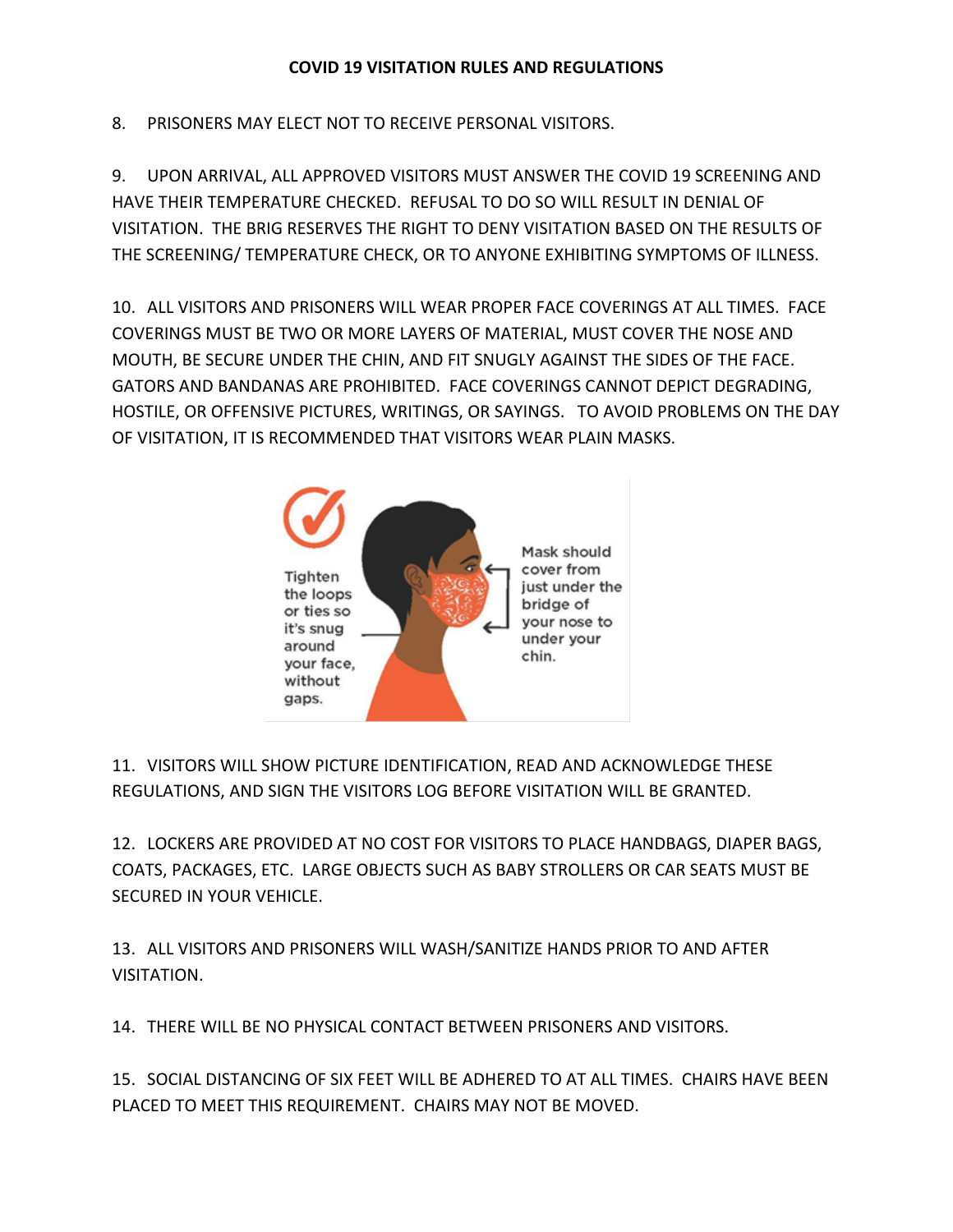**COVID 19 VISITATION RULES AND REGULATIONS**

8. PRISONERS MAY ELECT NOT TO RECEIVE PERSONAL VISITORS.

9. UPON ARRIVAL, ALL APPROVED VISITORS MUST ANSWER THE COVID 19 SCREENING AND HAVE THEIR TEMPERATURE CHECKED. REFUSAL TO DO SO WILL RESULT IN DENIAL OF VISITATION. THE BRIG RESERVES THE RIGHT TO DENY VISITATION BASED ON THE RESULTS OF THE SCREENING/ TEMPERATURE CHECK, OR TO ANYONE EXHIBITING SYMPTOMS OF ILLNESS.

10. ALL VISITORS AND PRISONERS WILL WEAR PROPER FACE COVERINGS AT ALL TIMES. FACE COVERINGS MUST BE TWO OR MORE LAYERS OF MATERIAL, MUST COVER THE NOSE AND MOUTH, BE SECURE UNDER THE CHIN, AND FIT SNUGLY AGAINST THE SIDES OF THE FACE. GATORS AND BANDANAS ARE PROHIBITED. FACE COVERINGS CANNOT DEPICT DEGRADING, HOSTILE, OR OFFENSIVE PICTURES, WRITINGS, OR SAYINGS. TO AVOID PROBLEMS ON THE DAY OF VISITATION, IT IS RECOMMENDED THAT VISITORS WEAR PLAIN MASKS.

Tighten the loops or ties so it's snug around your face, without gaps.

Mask should cover from just under the bridge of your nose to under your chin.

11. VISITORS WILL SHOW PICTURE IDENTIFICATION, READ AND ACKNOWLEDGE THESE REGULATIONS, AND SIGN THE VISITORS LOG BEFORE VISITATION WILL BE GRANTED.

12. LOCKERS ARE PROVIDED AT NO COST FOR VISITORS TO PLACE HANDBAGS, DIAPER BAGS, COATS, PACKAGES, ETC. LARGE OBJECTS SUCH AS BABY STROLLERS OR CAR SEATS MUST BE SECURED IN YOUR VEHICLE.

13. ALL VISITORS AND PRISONERS WILL WASH/SANITIZE HANDS PRIOR TO AND AFTER VISITATION.

14. THERE WILL BE NO PHYSICAL CONTACT BETWEEN PRISONERS AND VISITORS.

15. SOCIAL DISTANCING OF SIX FEET WILL BE ADHERED TO AT ALL TIMES. CHAIRS HAVE BEEN PLACED TO MEET THIS REQUIREMENT. CHAIRS MAY NOT BE MOVED.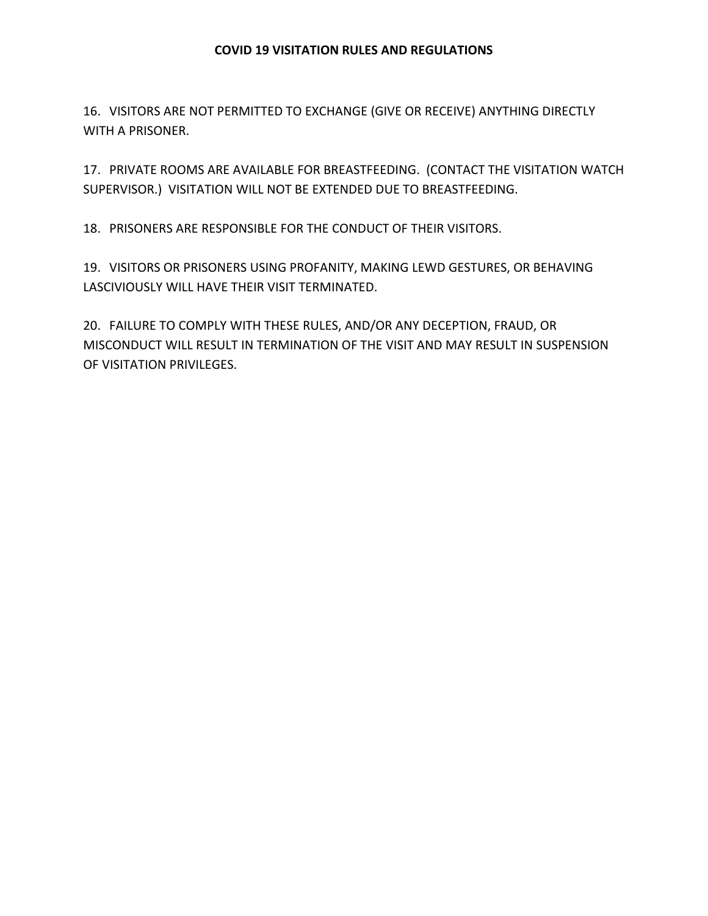**COVID 19 VISITATION RULES AND REGULATIONS**

16. VISITORS ARE NOT PERMITTED TO EXCHANGE (GIVE OR RECEIVE) ANYTHING DIRECTLY WITH A PRISONER.

17. PRIVATE ROOMS ARE AVAILABLE FOR BREASTFEEDING. (CONTACT THE VISITATION WATCH SUPERVISOR.) VISITATION WILL NOT BE EXTENDED DUE TO BREASTFEEDING.

18. PRISONERS ARE RESPONSIBLE FOR THE CONDUCT OF THEIR VISITORS.

19. VISITORS OR PRISONERS USING PROFANITY, MAKING LEWD GESTURES, OR BEHAVING LASCIVIOUSLY WILL HAVE THEIR VISIT TERMINATED.

20. FAILURE TO COMPLY WITH THESE RULES, AND/OR ANY DECEPTION, FRAUD, OR MISCONDUCT WILL RESULT IN TERMINATION OF THE VISIT AND MAY RESULT IN SUSPENSION OF VISITATION PRIVILEGES.